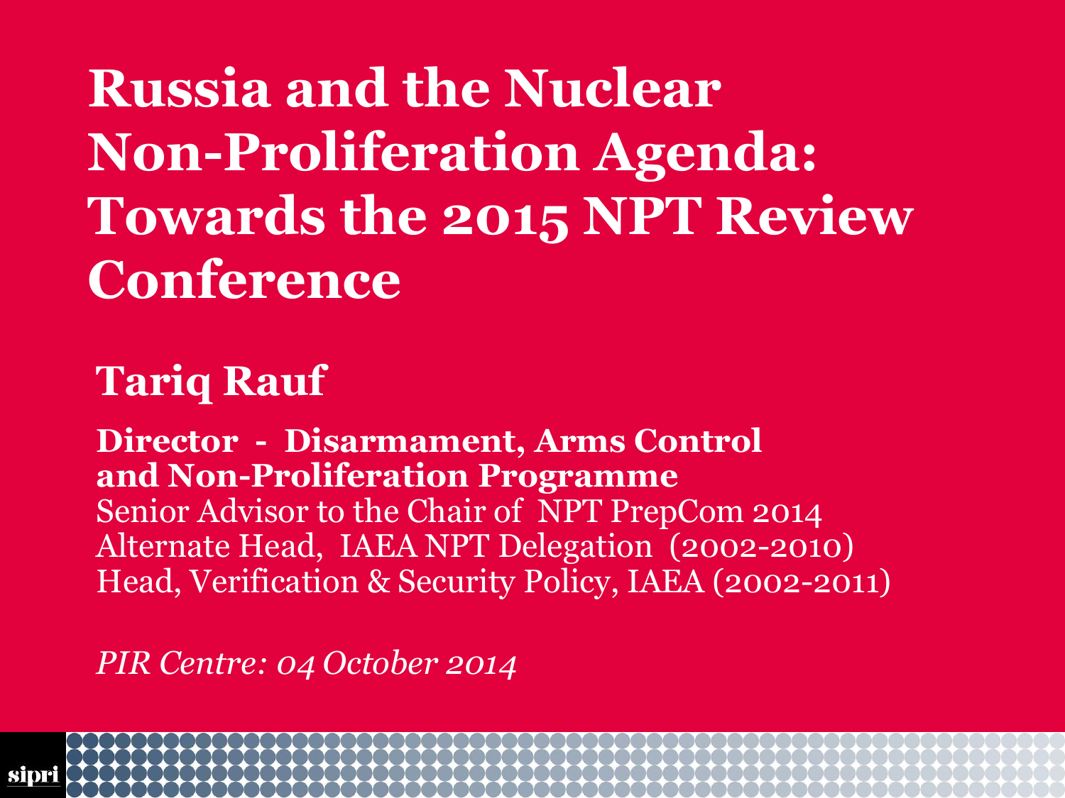# Russia and the Nuclear Non-Proliferation Agenda: Towards the 2015 NPT Review Conference

## Tariq Rauf

**Director - Disarmament, Arms Control and Non-Proliferation Programme**
Senior Advisor to the Chair of NPT PrepCom 2014
Alternate Head, IAEA NPT Delegation (2002-2010)
Head, Verification & Security Policy, IAEA (2002-2011)

*PIR Centre: 04 October 2014*

sipri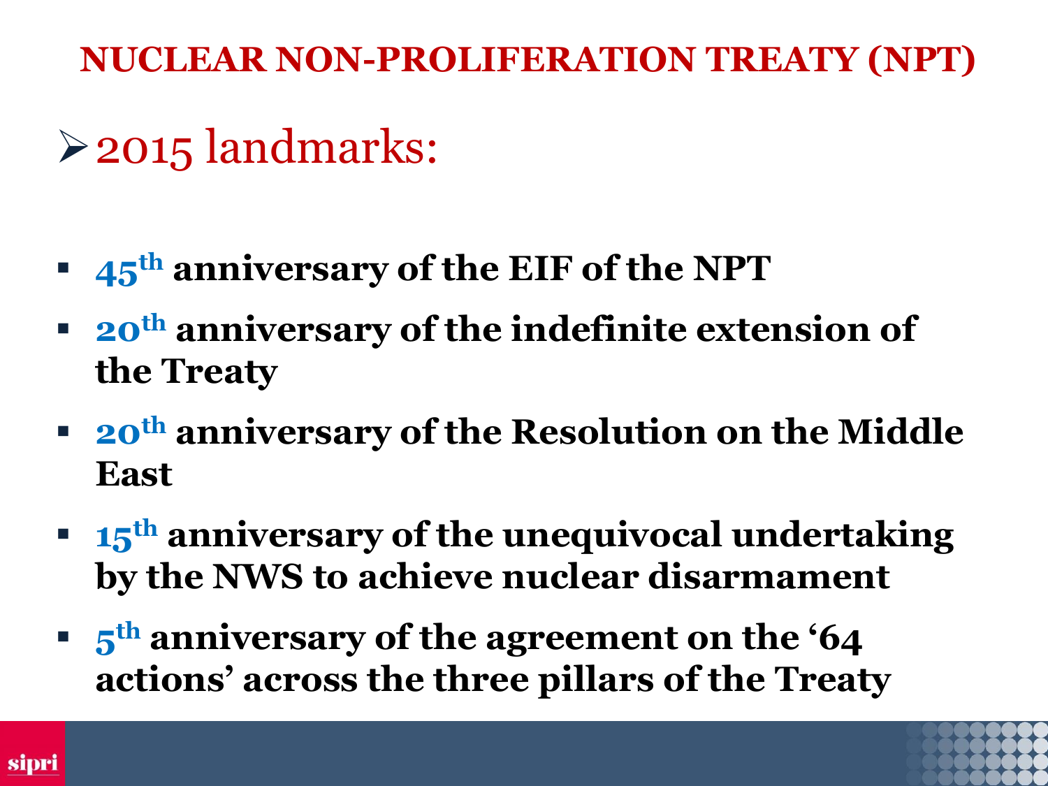# NUCLEAR NON-PROLIFERATION TREATY (NPT)

- 2015 landmarks:

  - **45th anniversary of the EIF of the NPT**
  - **20th anniversary of the indefinite extension of the Treaty**
  - **20th anniversary of the Resolution on the Middle East**
  - **15th anniversary of the unequivocal undertaking by the NWS to achieve nuclear disarmament**
  - **5th anniversary of the agreement on the '64 actions' across the three pillars of the Treaty**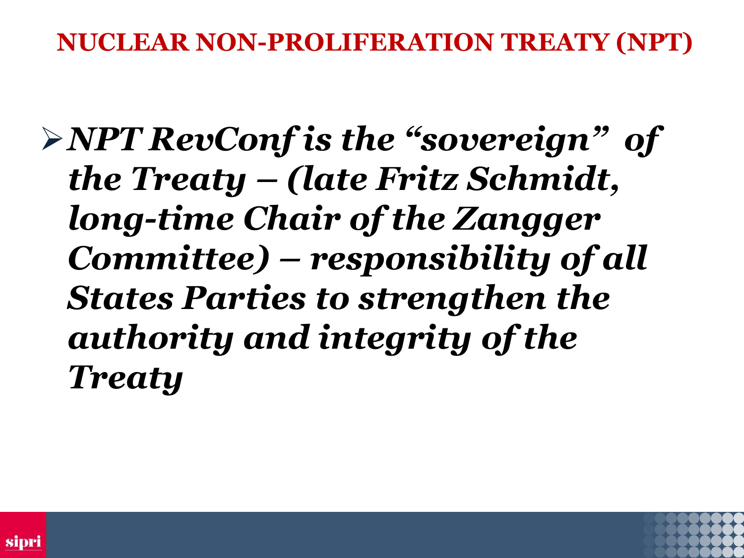## NUCLEAR NON-PROLIFERATION TREATY (NPT)

- ***NPT RevConf is the "sovereign" of the Treaty – (late Fritz Schmidt, long-time Chair of the Zangger Committee) – responsibility of all States Parties to strengthen the authority and integrity of the Treaty***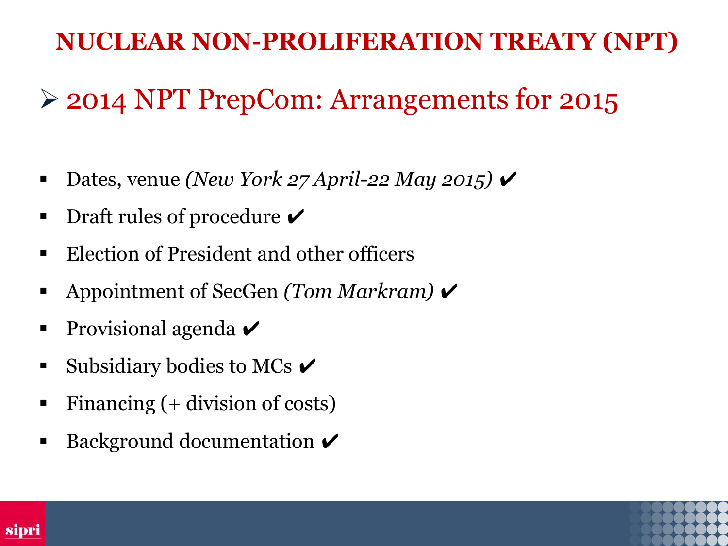# NUCLEAR NON-PROLIFERATION TREATY (NPT)

## 2014 NPT PrepCom: Arrangements for 2015

- Dates, venue *(New York 27 April-22 May 2015)* ✔
- Draft rules of procedure ✔
- Election of President and other officers
- Appointment of SecGen *(Tom Markram)* ✔
- Provisional agenda ✔
- Subsidiary bodies to MCs ✔
- Financing (+ division of costs)
- Background documentation ✔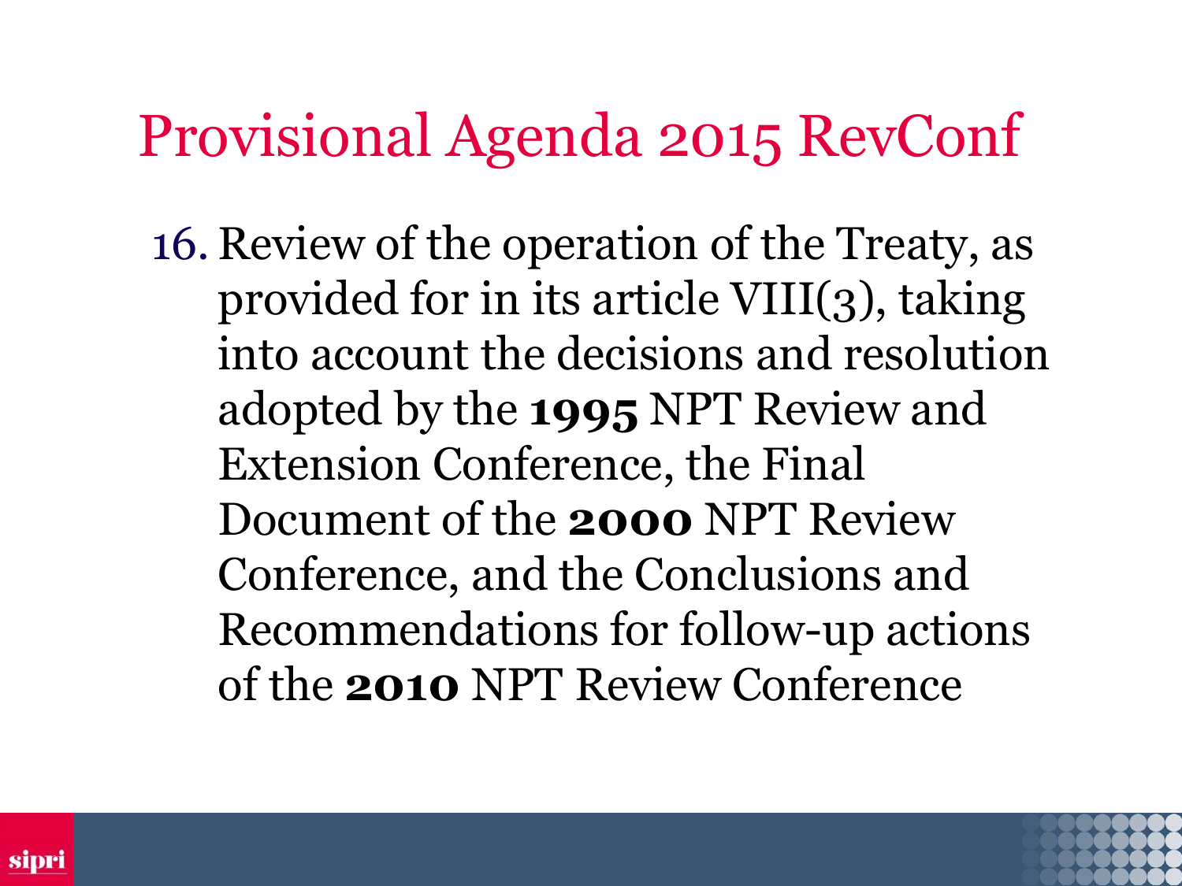# Provisional Agenda 2015 RevConf

16. Review of the operation of the Treaty, as provided for in its article VIII(3), taking into account the decisions and resolution adopted by the **1995** NPT Review and Extension Conference, the Final Document of the **2000** NPT Review Conference, and the Conclusions and Recommendations for follow-up actions of the **2010** NPT Review Conference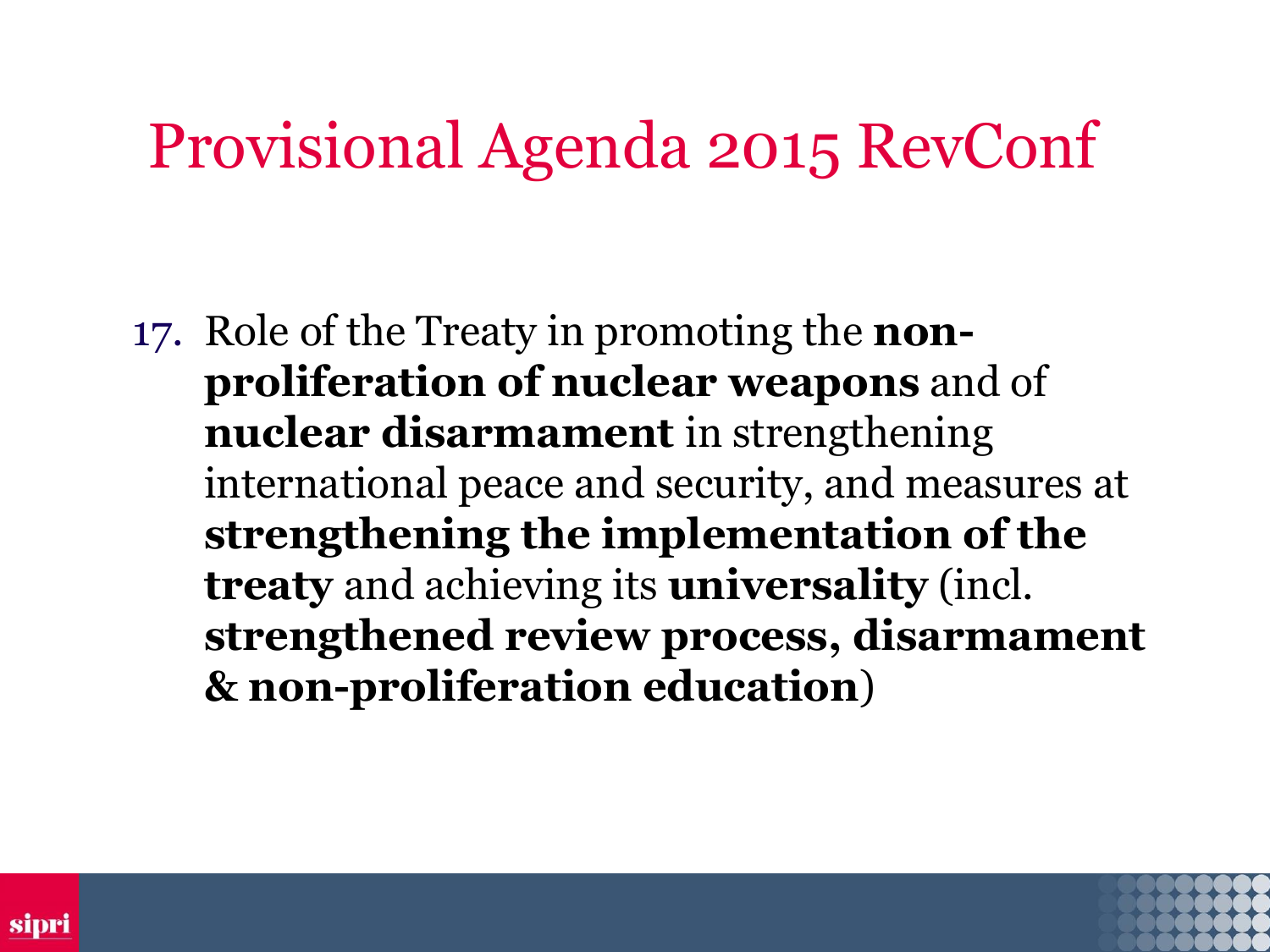# Provisional Agenda 2015 RevConf

17. Role of the Treaty in promoting the **non-proliferation of nuclear weapons** and of **nuclear disarmament** in strengthening international peace and security, and measures at **strengthening the implementation of the treaty** and achieving its **universality** (incl. **strengthened review process, disarmament & non-proliferation education**)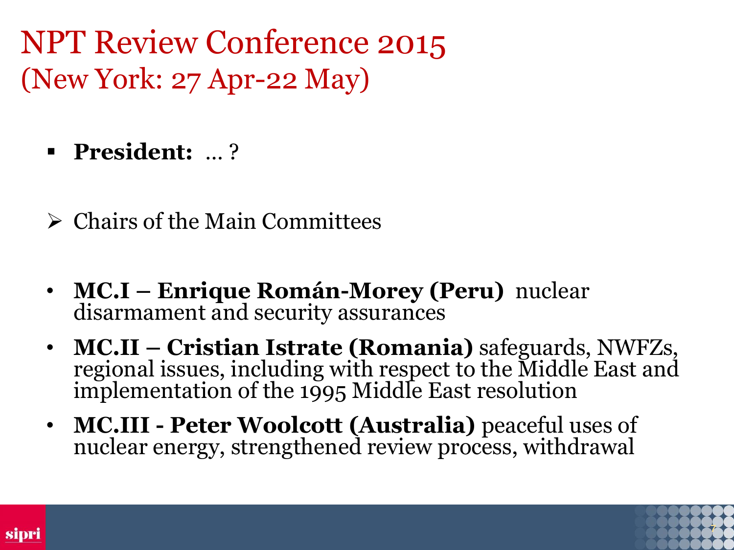# NPT Review Conference 2015
## (New York: 27 Apr-22 May)

- **President:** … ?

- Chairs of the Main Committees

- **MC.I – Enrique Román-Morey (Peru)** nuclear disarmament and security assurances
- **MC.II – Cristian Istrate (Romania)** safeguards, NWFZs, regional issues, including with respect to the Middle East and implementation of the 1995 Middle East resolution
- **MC.III - Peter Woolcott (Australia)** peaceful uses of nuclear energy, strengthened review process, withdrawal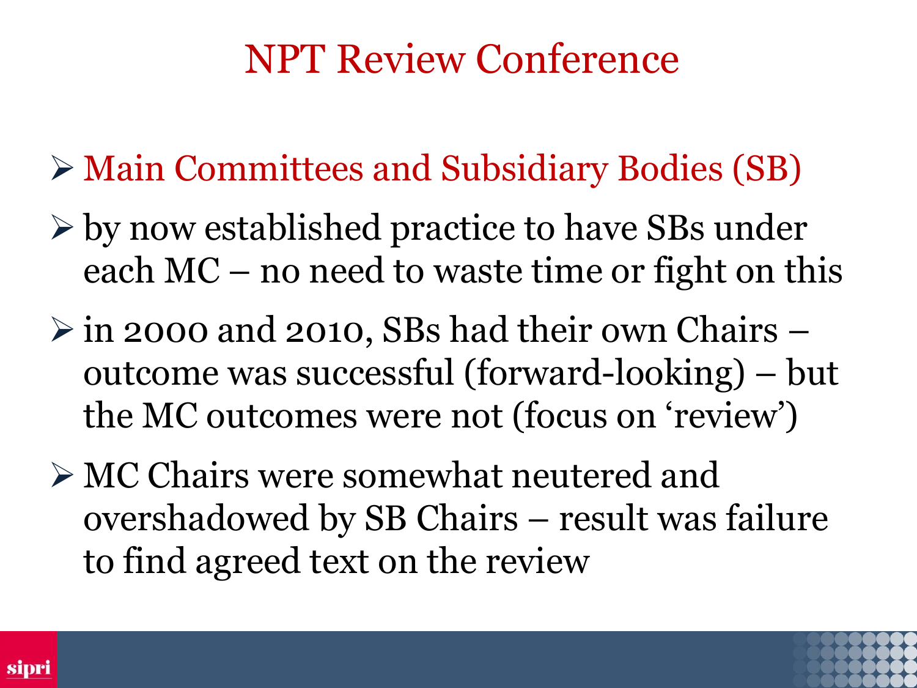# NPT Review Conference

- Main Committees and Subsidiary Bodies (SB)
- by now established practice to have SBs under each MC – no need to waste time or fight on this
- in 2000 and 2010, SBs had their own Chairs – outcome was successful (forward-looking) – but the MC outcomes were not (focus on 'review')
- MC Chairs were somewhat neutered and overshadowed by SB Chairs – result was failure to find agreed text on the review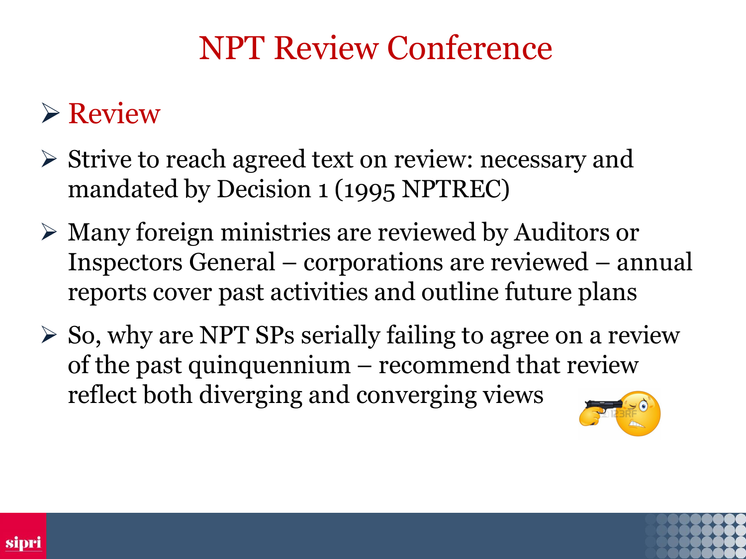# NPT Review Conference

- Review

- Strive to reach agreed text on review: necessary and mandated by Decision 1 (1995 NPTREC)

- Many foreign ministries are reviewed by Auditors or Inspectors General – corporations are reviewed – annual reports cover past activities and outline future plans

- So, why are NPT SPs serially failing to agree on a review of the past quinquennium – recommend that review reflect both diverging and converging views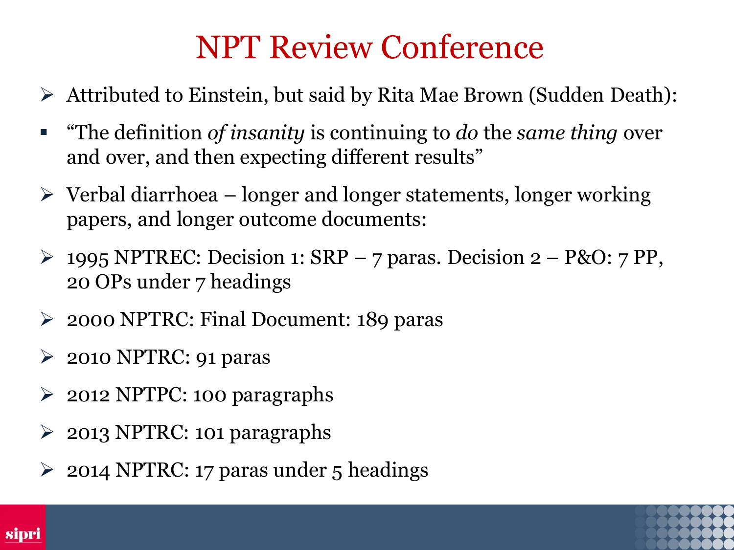# NPT Review Conference

- Attributed to Einstein, but said by Rita Mae Brown (Sudden Death):
  - "The definition *of insanity* is continuing to *do* the *same thing* over and over, and then expecting different results"
- Verbal diarrhoea – longer and longer statements, longer working papers, and longer outcome documents:
- 1995 NPTREC: Decision 1: SRP – 7 paras. Decision 2 – P&O: 7 PP, 20 OPs under 7 headings
- 2000 NPTRC: Final Document: 189 paras
- 2010 NPTRC: 91 paras
- 2012 NPTPC: 100 paragraphs
- 2013 NPTRC: 101 paragraphs
- 2014 NPTRC: 17 paras under 5 headings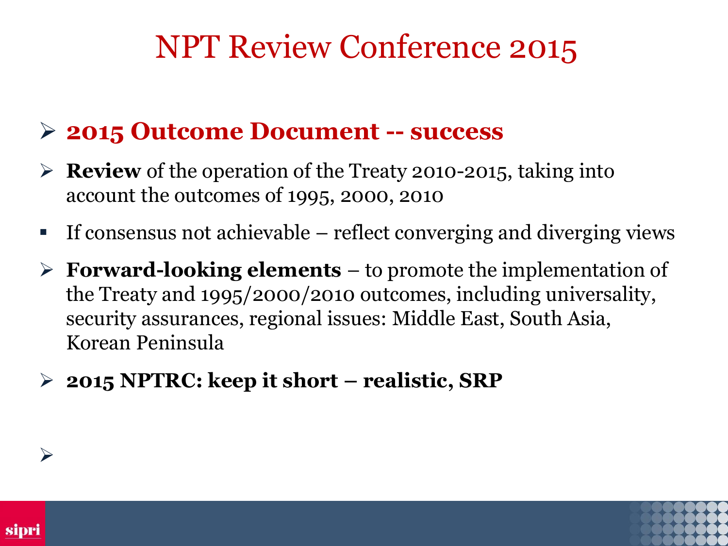# NPT Review Conference 2015

- **2015 Outcome Document -- success**
- **Review** of the operation of the Treaty 2010-2015, taking into account the outcomes of 1995, 2000, 2010
- If consensus not achievable – reflect converging and diverging views
- **Forward-looking elements** – to promote the implementation of the Treaty and 1995/2000/2010 outcomes, including universality, security assurances, regional issues: Middle East, South Asia, Korean Peninsula
- **2015 NPTRC: keep it short – realistic, SRP**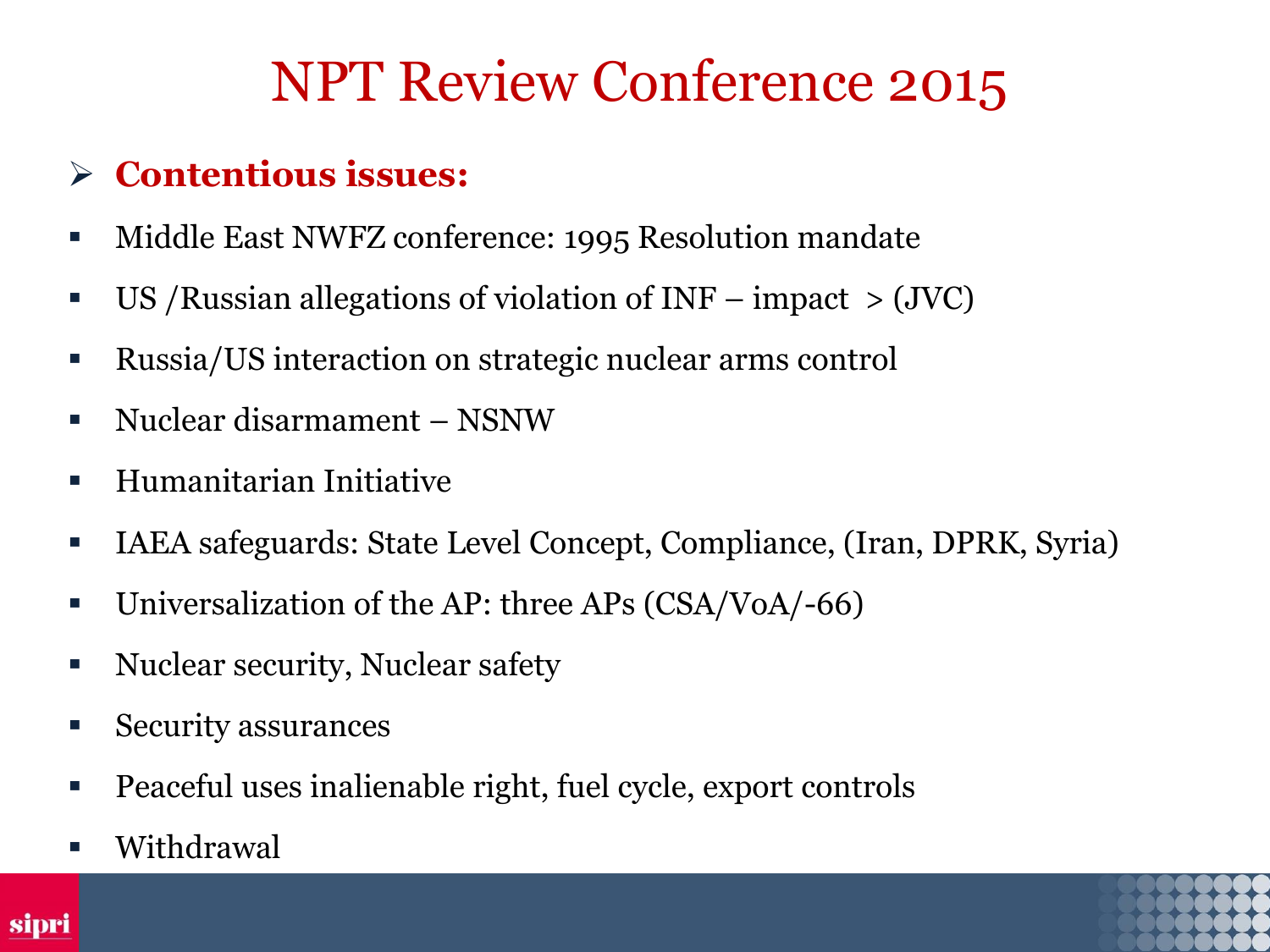# NPT Review Conference 2015

- **Contentious issues:**

- Middle East NWFZ conference: 1995 Resolution mandate
- US /Russian allegations of violation of INF – impact > (JVC)
- Russia/US interaction on strategic nuclear arms control
- Nuclear disarmament – NSNW
- Humanitarian Initiative
- IAEA safeguards: State Level Concept, Compliance, (Iran, DPRK, Syria)
- Universalization of the AP: three APs (CSA/VoA/-66)
- Nuclear security, Nuclear safety
- Security assurances
- Peaceful uses inalienable right, fuel cycle, export controls
- Withdrawal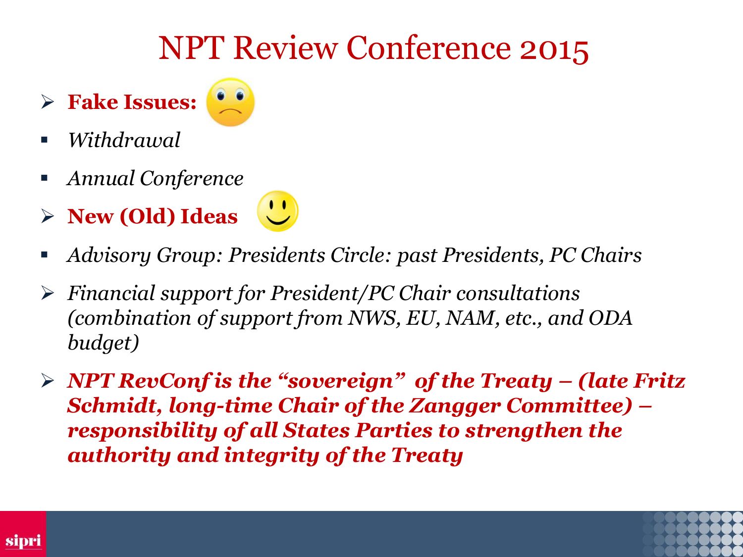# NPT Review Conference 2015

- **Fake Issues:**
  - *Withdrawal*
  - *Annual Conference*
- **New (Old) Ideas**
  - *Advisory Group: Presidents Circle: past Presidents, PC Chairs*
- *Financial support for President/PC Chair consultations (combination of support from NWS, EU, NAM, etc., and ODA budget)*
- ***NPT RevConf is the "sovereign" of the Treaty – (late Fritz Schmidt, long-time Chair of the Zangger Committee) – responsibility of all States Parties to strengthen the authority and integrity of the Treaty***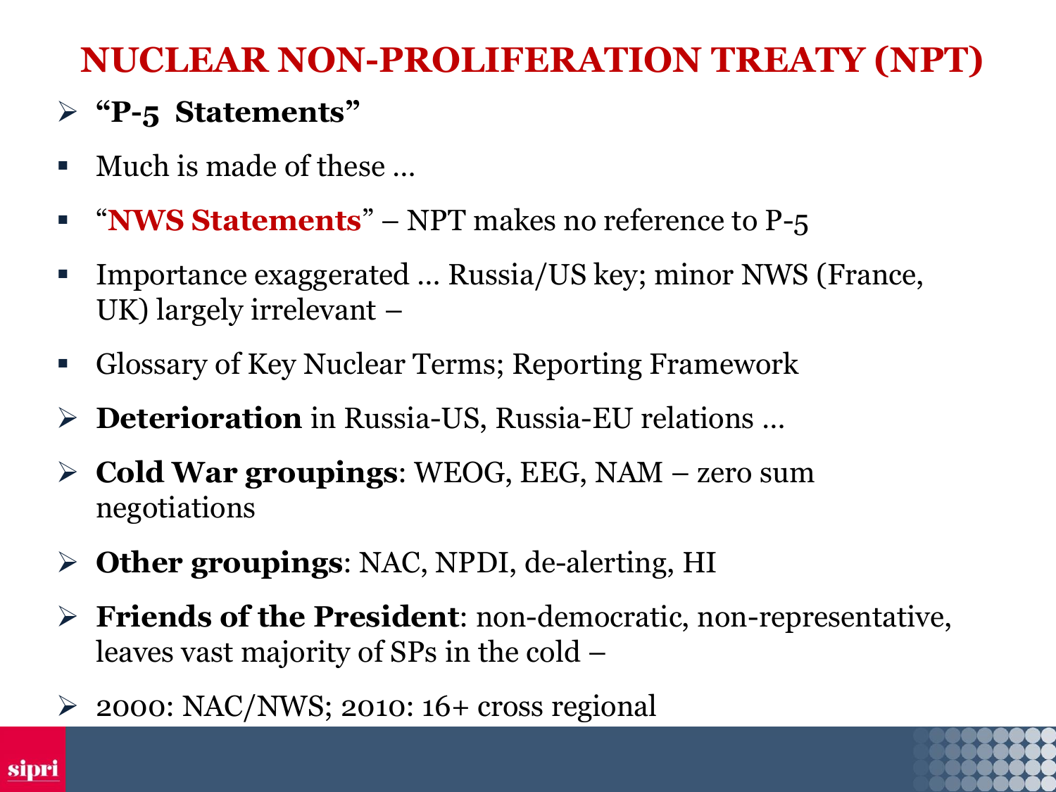# NUCLEAR NON-PROLIFERATION TREATY (NPT)

- **"P-5 Statements"**
  - Much is made of these …
  - "**NWS Statements**" – NPT makes no reference to P-5
  - Importance exaggerated … Russia/US key; minor NWS (France, UK) largely irrelevant –
  - Glossary of Key Nuclear Terms; Reporting Framework
- **Deterioration** in Russia-US, Russia-EU relations …
- **Cold War groupings**: WEOG, EEG, NAM – zero sum negotiations
- **Other groupings**: NAC, NPDI, de-alerting, HI
- **Friends of the President**: non-democratic, non-representative, leaves vast majority of SPs in the cold –
- 2000: NAC/NWS; 2010: 16+ cross regional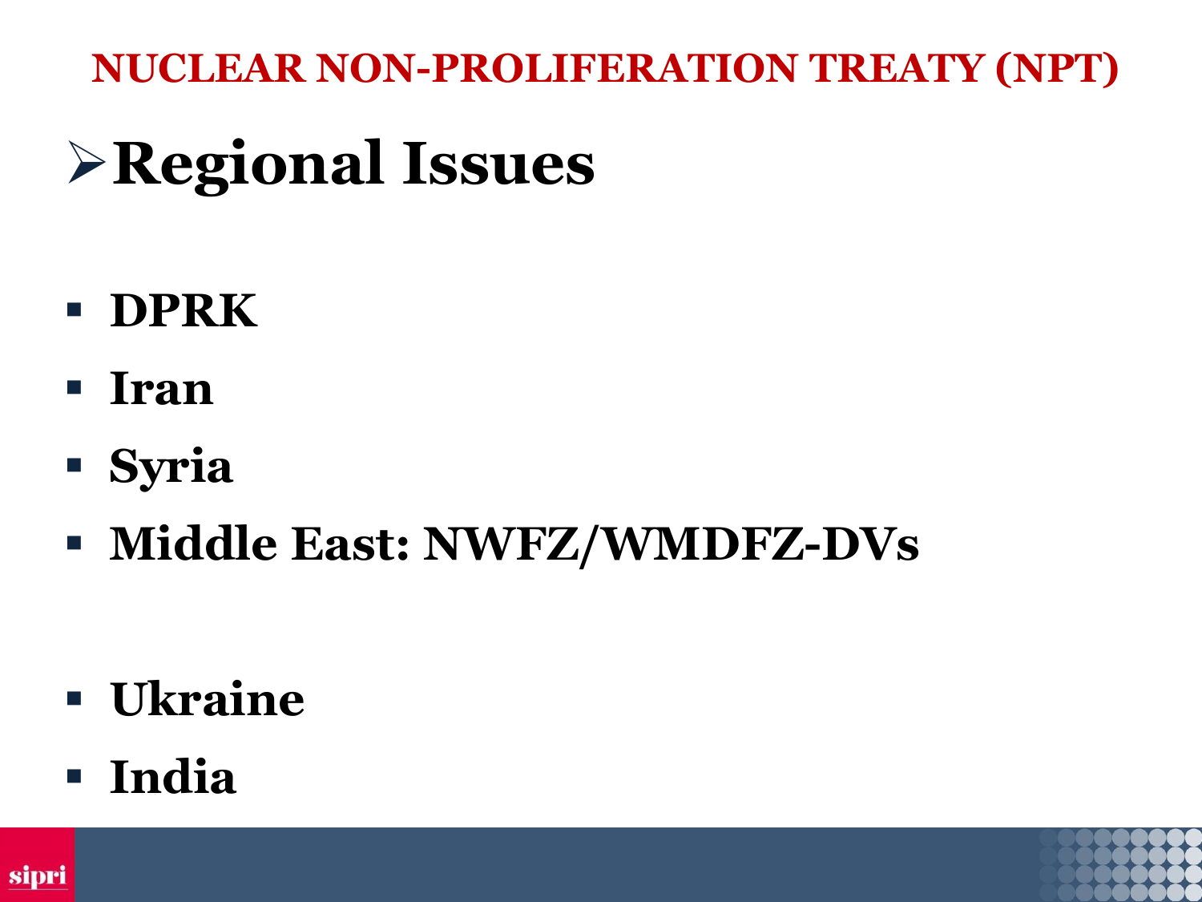# NUCLEAR NON-PROLIFERATION TREATY (NPT)

## Regional Issues

- DPRK
- Iran
- Syria
- Middle East: NWFZ/WMDFZ-DVs

- Ukraine
- India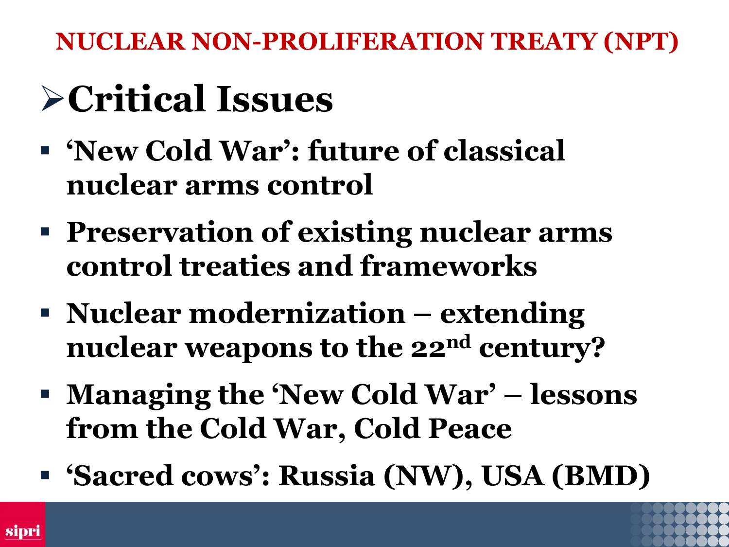# NUCLEAR NON-PROLIFERATION TREATY (NPT)

## Critical Issues

- **'New Cold War': future of classical nuclear arms control**
- **Preservation of existing nuclear arms control treaties and frameworks**
- **Nuclear modernization – extending nuclear weapons to the 22nd century?**
- **Managing the 'New Cold War' – lessons from the Cold War, Cold Peace**
- **'Sacred cows': Russia (NW), USA (BMD)**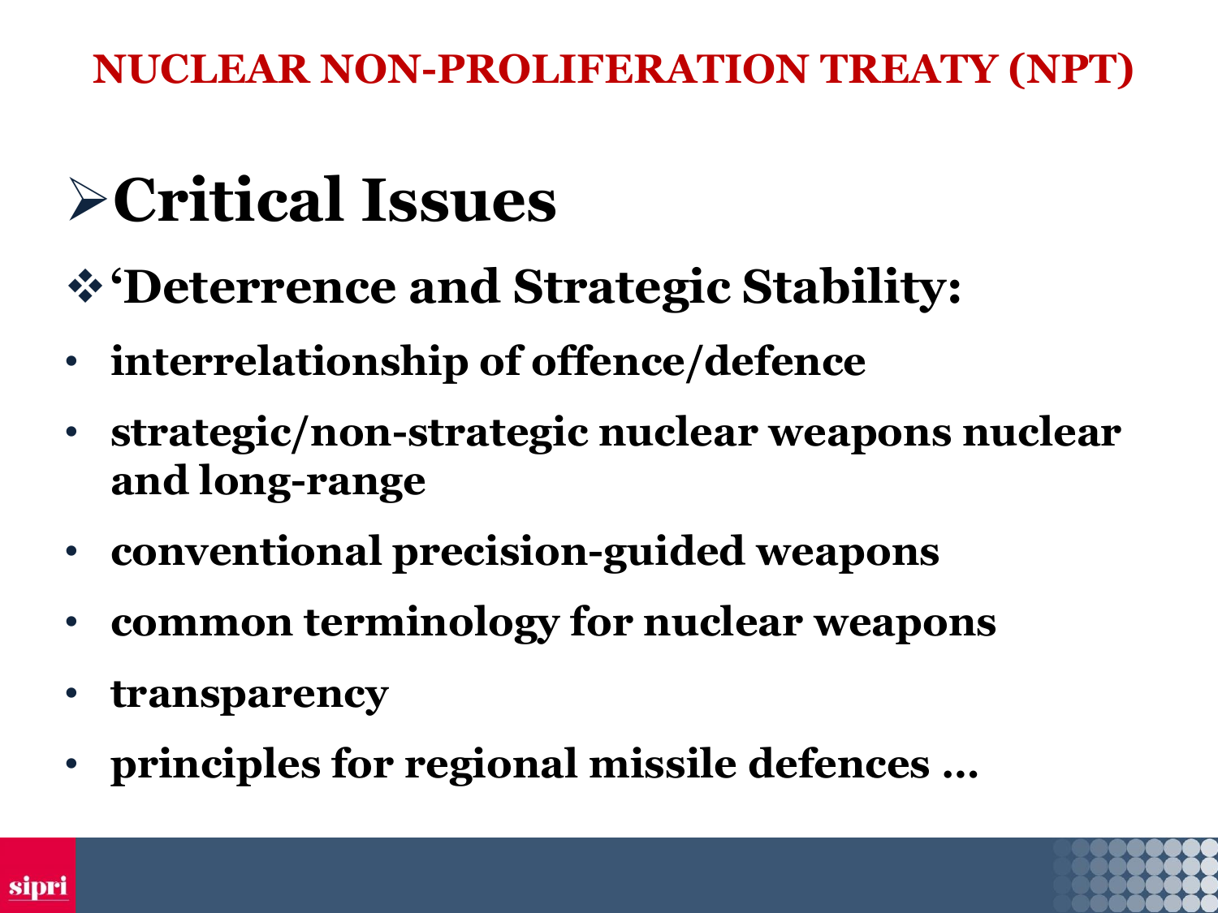# NUCLEAR NON-PROLIFERATION TREATY (NPT)

## ➢Critical Issues

### ❖'Deterrence and Strategic Stability:

- **interrelationship of offence/defence**
- **strategic/non-strategic nuclear weapons nuclear and long-range**
- **conventional precision-guided weapons**
- **common terminology for nuclear weapons**
- **transparency**
- **principles for regional missile defences …**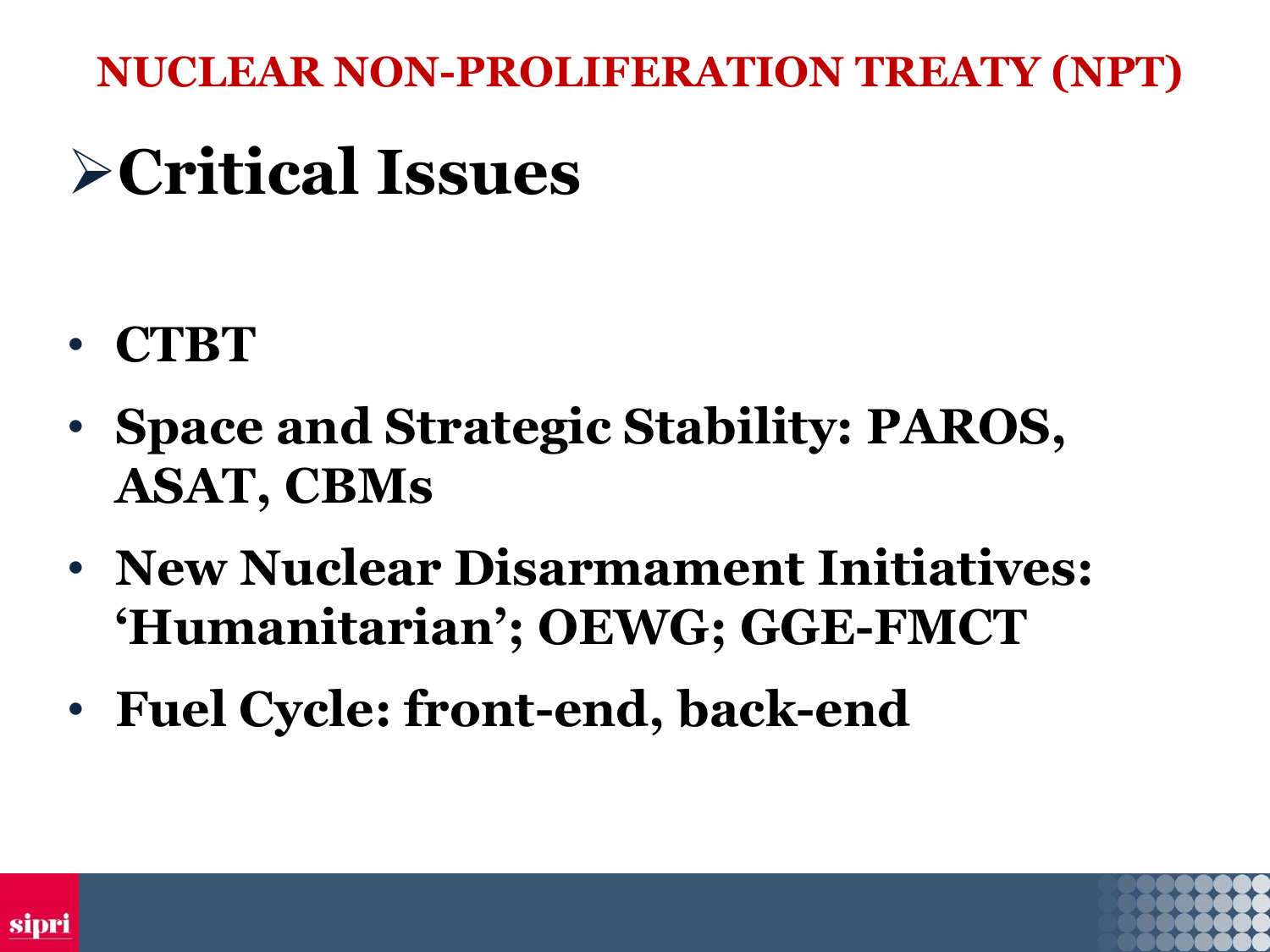# NUCLEAR NON-PROLIFERATION TREATY (NPT)

## Critical Issues

- **CTBT**
- **Space and Strategic Stability: PAROS, ASAT, CBMs**
- **New Nuclear Disarmament Initiatives: 'Humanitarian'; OEWG; GGE-FMCT**
- **Fuel Cycle: front-end, back-end**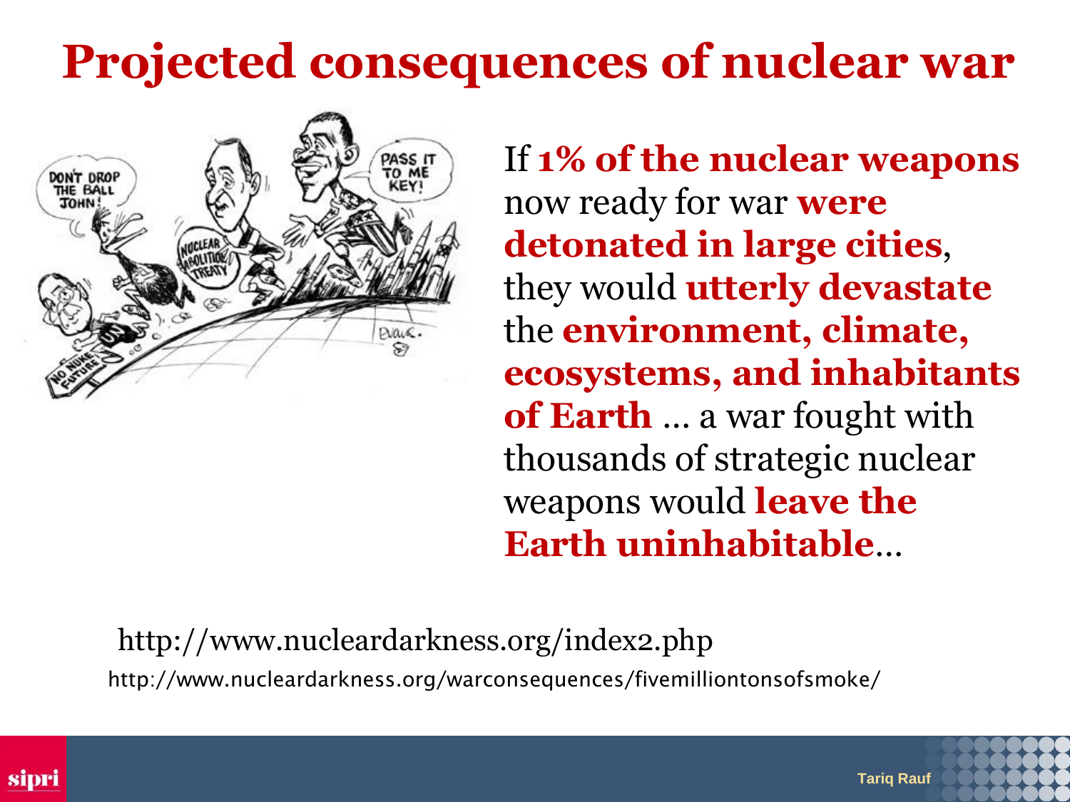# Projected consequences of nuclear war

If **1% of the nuclear weapons** now ready for war **were detonated in large cities**, they would **utterly devastate** the **environment, climate, ecosystems, and inhabitants of Earth** … a war fought with thousands of strategic nuclear weapons would **leave the Earth uninhabitable**…

http://www.nucleardarkness.org/index2.php

http://www.nucleardarkness.org/warconsequences/fivemilliontonsofsmoke/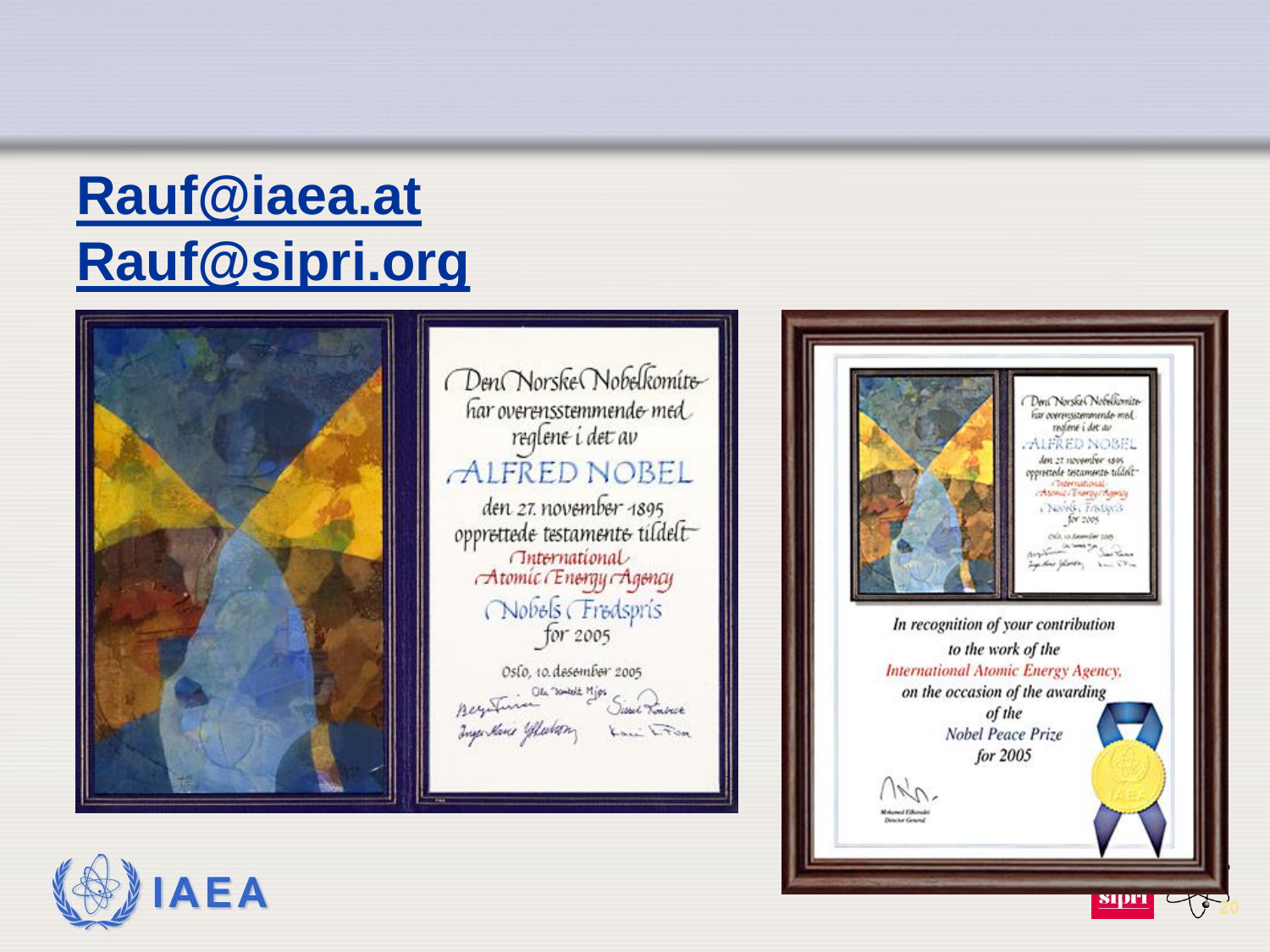# Rauf@iaea.at
# Rauf@sipri.org

Den Norske Nobelkomite
har overensstemmende med
reglene i det av
ALFRED NOBEL
den 27. november 1895
opprettede testamente tildelt
International
Atomic Energy Agency
Nobels Fredspris
for 2005

Oslo, 10. desember 2005

*In recognition of your contribution*
*to the work of the*
*International Atomic Energy Agency,*
*on the occasion of the awarding*
*of the*
*Nobel Peace Prize*
*for 2005*

Mohamed ElBaradei
Director General